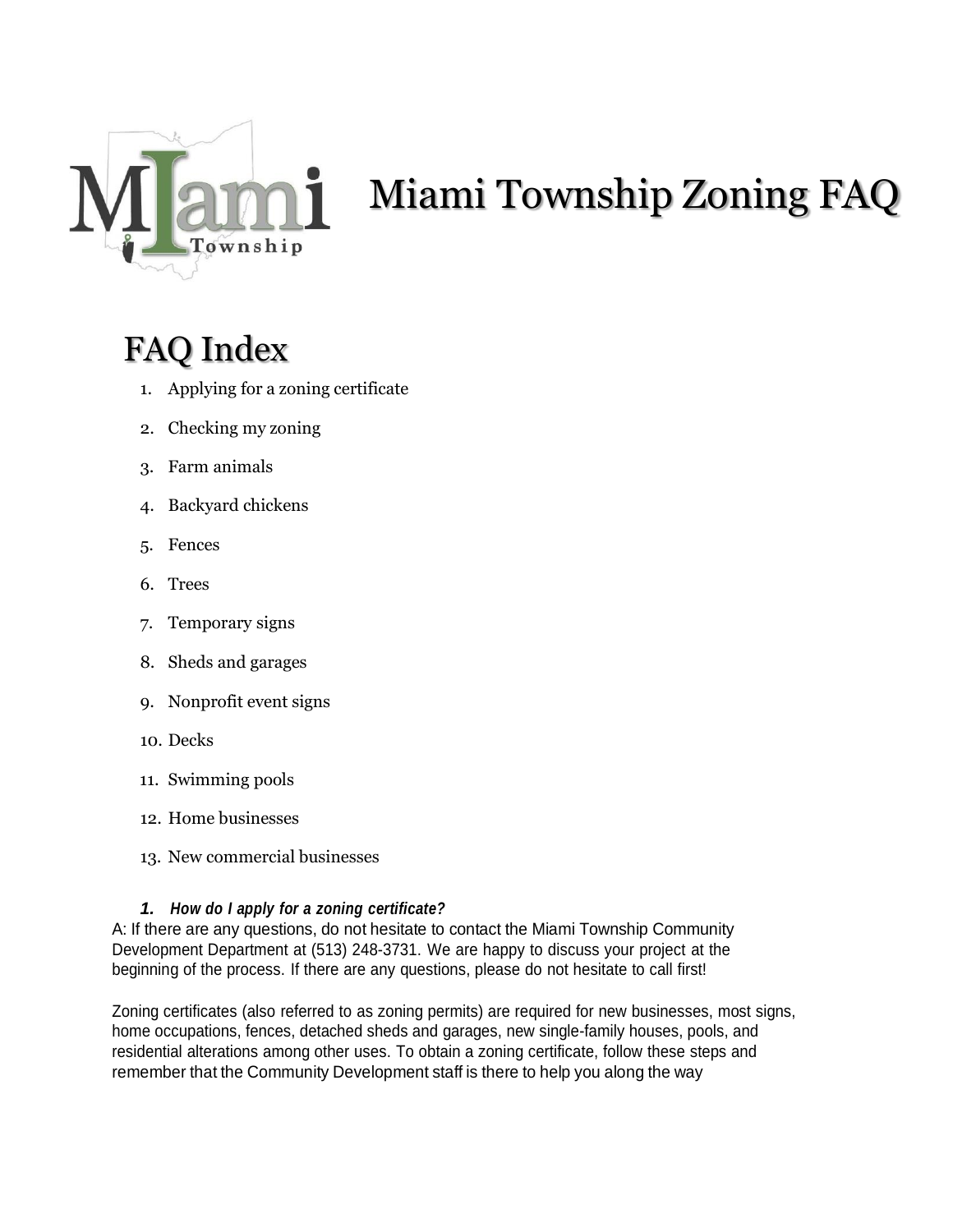# Miami Township Zoning FAQ

## FAQ Index

1. Applying for a zoning certificate
2. Checking my zoning
3. Farm animals
4. Backyard chickens
5. Fences
6. Trees
7. Temporary signs
8. Sheds and garages
9. Nonprofit event signs
10. Decks
11. Swimming pools
12. Home businesses
13. New commercial businesses

### *1. How do I apply for a zoning certificate?*

A: If there are any questions, do not hesitate to contact the Miami Township Community Development Department at (513) 248-3731. We are happy to discuss your project at the beginning of the process. If there are any questions, please do not hesitate to call first!

Zoning certificates (also referred to as zoning permits) are required for new businesses, most signs, home occupations, fences, detached sheds and garages, new single-family houses, pools, and residential alterations among other uses. To obtain a zoning certificate, follow these steps and remember that the Community Development staff is there to help you along the way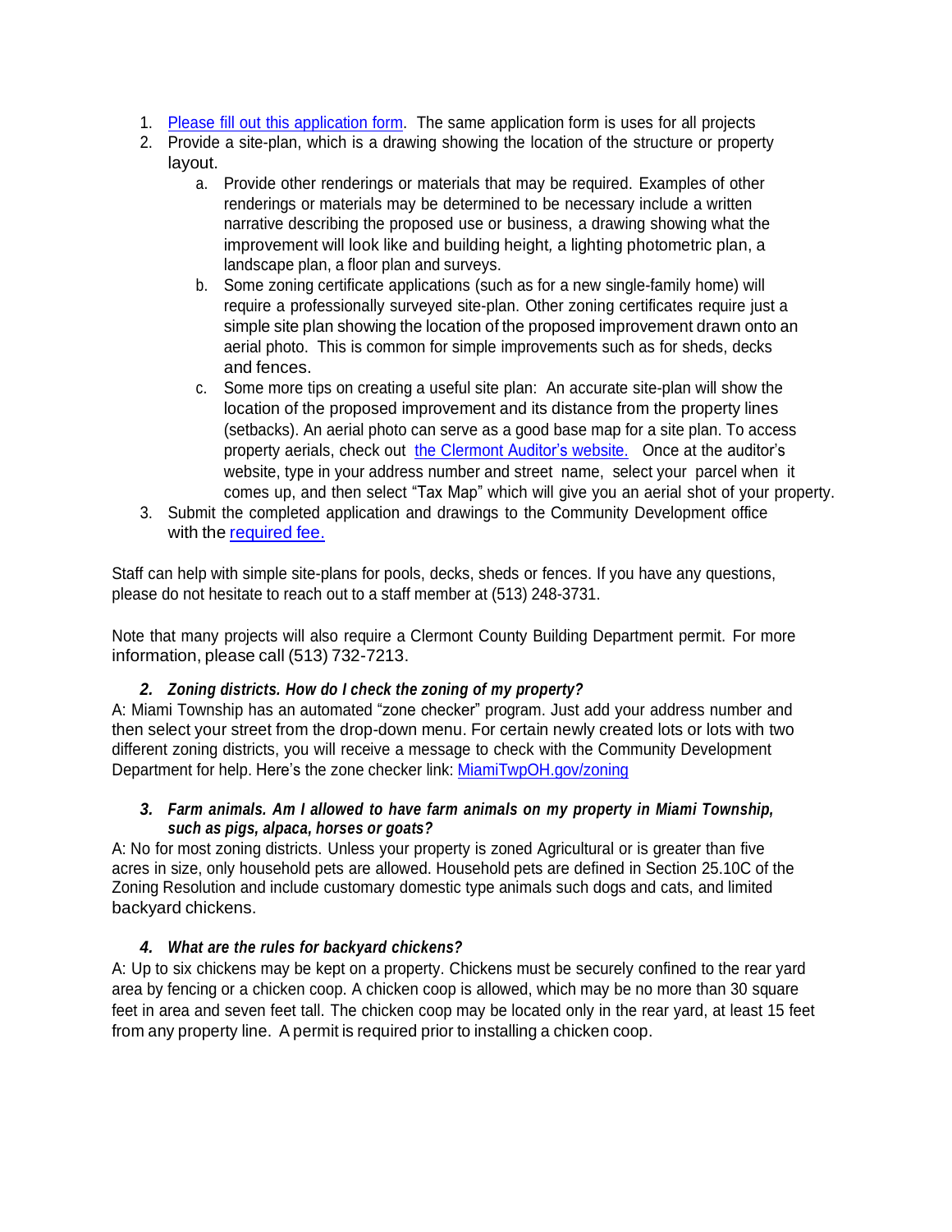1. [Please fill out this application form](). The same application form is uses for all projects
2. Provide a site-plan, which is a drawing showing the location of the structure or property layout.
   a. Provide other renderings or materials that may be required. Examples of other renderings or materials may be determined to be necessary include a written narrative describing the proposed use or business, a drawing showing what the improvement will look like and building height, a lighting photometric plan, a landscape plan, a floor plan and surveys.
   b. Some zoning certificate applications (such as for a new single-family home) will require a professionally surveyed site-plan. Other zoning certificates require just a simple site plan showing the location of the proposed improvement drawn onto an aerial photo. This is common for simple improvements such as for sheds, decks and fences.
   c. Some more tips on creating a useful site plan: An accurate site-plan will show the location of the proposed improvement and its distance from the property lines (setbacks). An aerial photo can serve as a good base map for a site plan. To access property aerials, check out [the Clermont Auditor's website.]() Once at the auditor's website, type in your address number and street name, select your parcel when it comes up, and then select "Tax Map" which will give you an aerial shot of your property.
3. Submit the completed application and drawings to the Community Development office with the [required fee.]()

Staff can help with simple site-plans for pools, decks, sheds or fences. If you have any questions, please do not hesitate to reach out to a staff member at (513) 248-3731.

Note that many projects will also require a Clermont County Building Department permit. For more information, please call (513) 732-7213.

### *2. Zoning districts. How do I check the zoning of my property?*

A: Miami Township has an automated "zone checker" program. Just add your address number and then select your street from the drop-down menu. For certain newly created lots or lots with two different zoning districts, you will receive a message to check with the Community Development Department for help. Here's the zone checker link: [MiamiTwpOH.gov/zoning]()

### *3. Farm animals. Am I allowed to have farm animals on my property in Miami Township, such as pigs, alpaca, horses or goats?*

A: No for most zoning districts. Unless your property is zoned Agricultural or is greater than five acres in size, only household pets are allowed. Household pets are defined in Section 25.10C of the Zoning Resolution and include customary domestic type animals such dogs and cats, and limited backyard chickens.

### *4. What are the rules for backyard chickens?*

A: Up to six chickens may be kept on a property. Chickens must be securely confined to the rear yard area by fencing or a chicken coop. A chicken coop is allowed, which may be no more than 30 square feet in area and seven feet tall. The chicken coop may be located only in the rear yard, at least 15 feet from any property line. A permit is required prior to installing a chicken coop.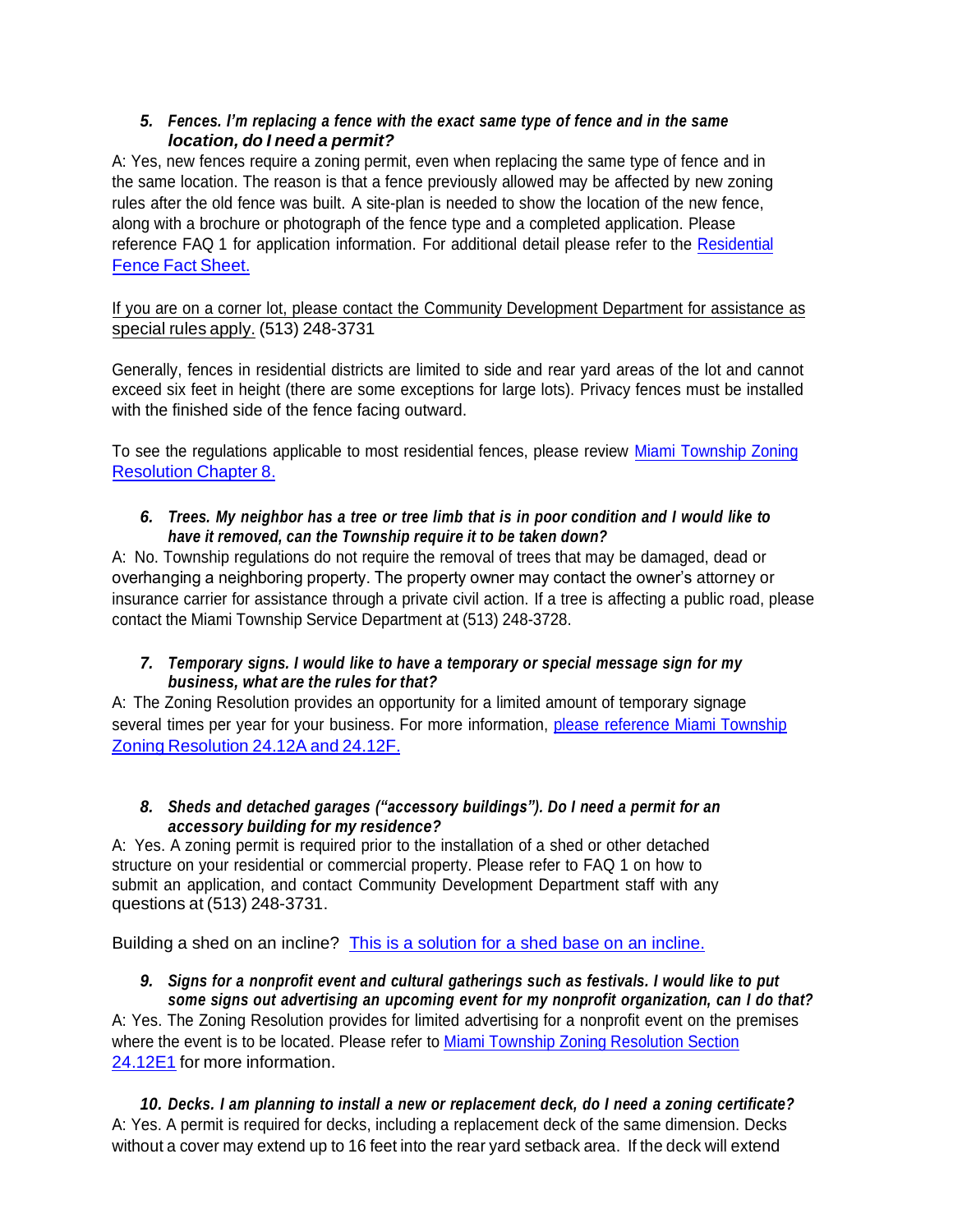### *5. Fences. I'm replacing a fence with the exact same type of fence and in the same location, do I need a permit?*

A: Yes, new fences require a zoning permit, even when replacing the same type of fence and in the same location. The reason is that a fence previously allowed may be affected by new zoning rules after the old fence was built. A site-plan is needed to show the location of the new fence, along with a brochure or photograph of the fence type and a completed application. Please reference FAQ 1 for application information. For additional detail please refer to the Residential Fence Fact Sheet.

If you are on a corner lot, please contact the Community Development Department for assistance as special rules apply. (513) 248-3731

Generally, fences in residential districts are limited to side and rear yard areas of the lot and cannot exceed six feet in height (there are some exceptions for large lots). Privacy fences must be installed with the finished side of the fence facing outward.

To see the regulations applicable to most residential fences, please review Miami Township Zoning Resolution Chapter 8.

### *6. Trees. My neighbor has a tree or tree limb that is in poor condition and I would like to have it removed, can the Township require it to be taken down?*

A: No. Township regulations do not require the removal of trees that may be damaged, dead or overhanging a neighboring property. The property owner may contact the owner's attorney or insurance carrier for assistance through a private civil action. If a tree is affecting a public road, please contact the Miami Township Service Department at (513) 248-3728.

### *7. Temporary signs. I would like to have a temporary or special message sign for my business, what are the rules for that?*

A: The Zoning Resolution provides an opportunity for a limited amount of temporary signage several times per year for your business. For more information, please reference Miami Township Zoning Resolution 24.12A and 24.12F.

### *8. Sheds and detached garages ("accessory buildings"). Do I need a permit for an accessory building for my residence?*

A: Yes. A zoning permit is required prior to the installation of a shed or other detached structure on your residential or commercial property. Please refer to FAQ 1 on how to submit an application, and contact Community Development Department staff with any questions at (513) 248-3731.

Building a shed on an incline? This is a solution for a shed base on an incline.

### *9. Signs for a nonprofit event and cultural gatherings such as festivals. I would like to put some signs out advertising an upcoming event for my nonprofit organization, can I do that?*

A: Yes. The Zoning Resolution provides for limited advertising for a nonprofit event on the premises where the event is to be located. Please refer to Miami Township Zoning Resolution Section 24.12E1 for more information.

### *10. Decks. I am planning to install a new or replacement deck, do I need a zoning certificate?*

A: Yes. A permit is required for decks, including a replacement deck of the same dimension. Decks without a cover may extend up to 16 feet into the rear yard setback area. If the deck will extend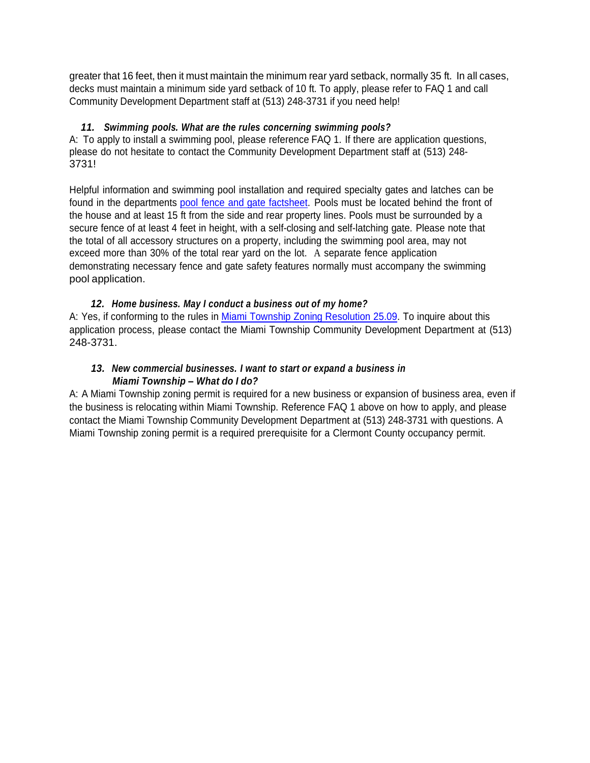greater that 16 feet, then it must maintain the minimum rear yard setback, normally 35 ft. In all cases, decks must maintain a minimum side yard setback of 10 ft. To apply, please refer to FAQ 1 and call Community Development Department staff at (513) 248-3731 if you need help!

### *11. Swimming pools. What are the rules concerning swimming pools?*

A: To apply to install a swimming pool, please reference FAQ 1. If there are application questions, please do not hesitate to contact the Community Development Department staff at (513) 248-3731!

Helpful information and swimming pool installation and required specialty gates and latches can be found in the departments pool fence and gate factsheet. Pools must be located behind the front of the house and at least 15 ft from the side and rear property lines. Pools must be surrounded by a secure fence of at least 4 feet in height, with a self-closing and self-latching gate. Please note that the total of all accessory structures on a property, including the swimming pool area, may not exceed more than 30% of the total rear yard on the lot. A separate fence application demonstrating necessary fence and gate safety features normally must accompany the swimming pool application.

### *12. Home business. May I conduct a business out of my home?*

A: Yes, if conforming to the rules in Miami Township Zoning Resolution 25.09. To inquire about this application process, please contact the Miami Township Community Development Department at (513) 248-3731.

### *13. New commercial businesses. I want to start or expand a business in Miami Township – What do I do?*

A: A Miami Township zoning permit is required for a new business or expansion of business area, even if the business is relocating within Miami Township. Reference FAQ 1 above on how to apply, and please contact the Miami Township Community Development Department at (513) 248-3731 with questions. A Miami Township zoning permit is a required prerequisite for a Clermont County occupancy permit.